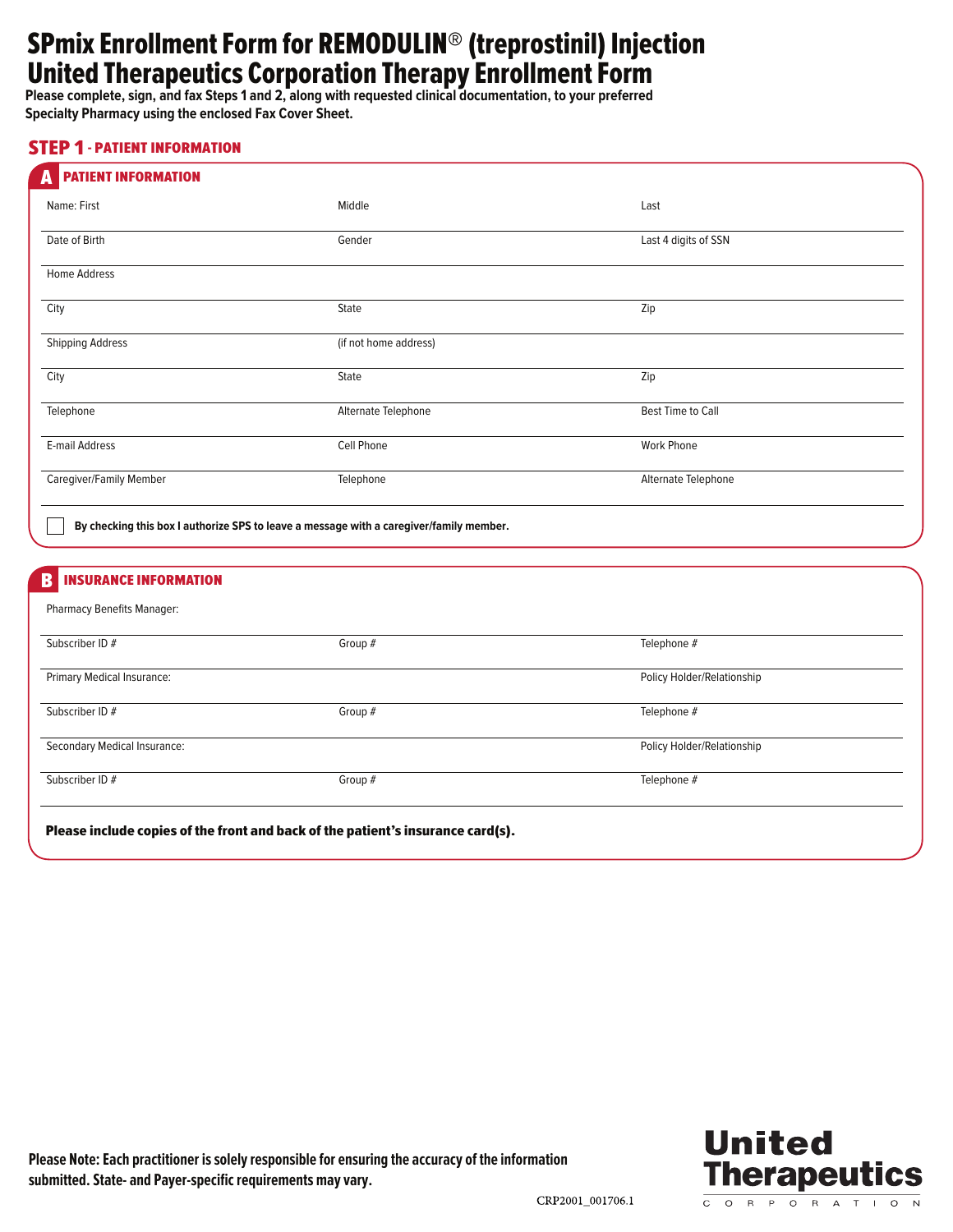# SPmix Enrollment Form for REMODULIN® (treprostinil) Injection
# United Therapeutics Corporation Therapy Enrollment Form

**Please complete, sign, and fax Steps 1 and 2, along with requested clinical documentation, to your preferred Specialty Pharmacy using the enclosed Fax Cover Sheet.**

## STEP 1 - PATIENT INFORMATION

### A PATIENT INFORMATION

| | | |
|---|---|---|
| Name: First | Middle | Last |
| Date of Birth | Gender | Last 4 digits of SSN |
| Home Address | | |
| City | State | Zip |
| Shipping Address | (if not home address) | |
| City | State | Zip |
| Telephone | Alternate Telephone | Best Time to Call |
| E-mail Address | Cell Phone | Work Phone |
| Caregiver/Family Member | Telephone | Alternate Telephone |

☐ **By checking this box I authorize SPS to leave a message with a caregiver/family member.**

### B INSURANCE INFORMATION

| | | |
|---|---|---|
| Pharmacy Benefits Manager: | | |
| Subscriber ID # | Group # | Telephone # |
| Primary Medical Insurance: | | Policy Holder/Relationship |
| Subscriber ID # | Group # | Telephone # |
| Secondary Medical Insurance: | | Policy Holder/Relationship |
| Subscriber ID # | Group # | Telephone # |

**Please include copies of the front and back of the patient's insurance card(s).**

**Please Note: Each practitioner is solely responsible for ensuring the accuracy of the information submitted. State- and Payer-specific requirements may vary.**

CRP2001_001706.1

United Therapeutics CORPORATION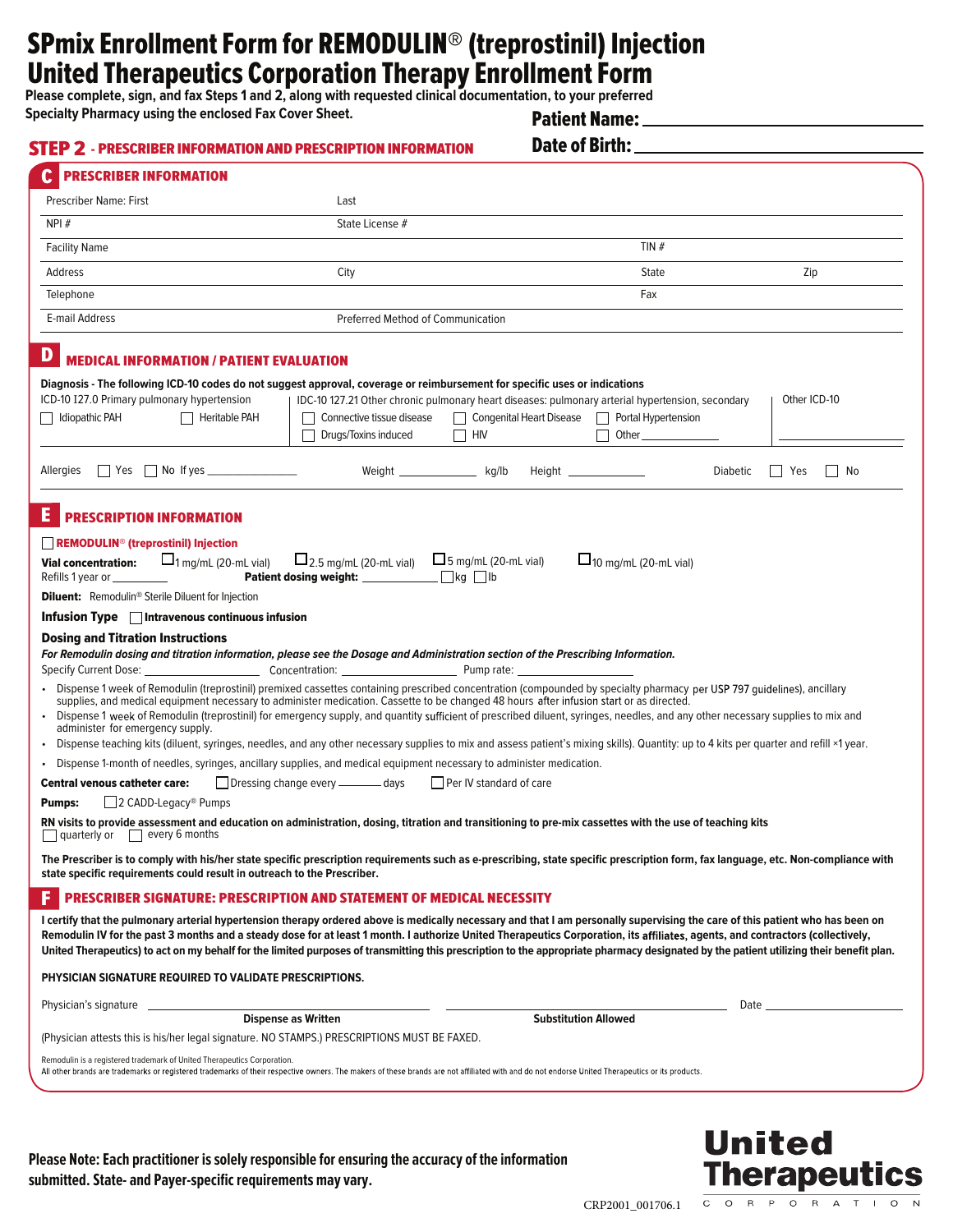# SPmix Enrollment Form for REMODULIN® (treprostinil) Injection
# United Therapeutics Corporation Therapy Enrollment Form

**Please complete, sign, and fax Steps 1 and 2, along with requested clinical documentation, to your preferred Specialty Pharmacy using the enclosed Fax Cover Sheet.**

**Patient Name:** ______________________

**Date of Birth:** ______________________

## STEP 2 - PRESCRIBER INFORMATION AND PRESCRIPTION INFORMATION

### C PRESCRIBER INFORMATION

| | | | |
|---|---|---|---|
| Prescriber Name: First | Last | | |
| NPI # | State License # | | |
| Facility Name | | TIN # | |
| Address | City | State | Zip |
| Telephone | | Fax | |
| E-mail Address | Preferred Method of Communication | | |

### D MEDICAL INFORMATION / PATIENT EVALUATION

**Diagnosis - The following ICD-10 codes do not suggest approval, coverage or reimbursement for specific uses or indications**

ICD-10 I27.0 Primary pulmonary hypertension
☐ Idiopathic PAH ☐ Heritable PAH

IDC-10 I27.21 Other chronic pulmonary heart diseases: pulmonary arterial hypertension, secondary
☐ Connective tissue disease ☐ Congenital Heart Disease ☐ Portal Hypertension
☐ Drugs/Toxins induced ☐ HIV ☐ Other ____________

Other ICD-10 ____________

Allergies ☐ Yes ☐ No If yes ______________ Weight ____________ kg/lb Height ____________ Diabetic ☐ Yes ☐ No

### E PRESCRIPTION INFORMATION

☐ **REMODULIN® (treprostinil) Injection**

**Vial concentration:** ☐ 1 mg/mL (20-mL vial) ☐ 2.5 mg/mL (20-mL vial) ☐ 5 mg/mL (20-mL vial) ☐ 10 mg/mL (20-mL vial)

Refills 1 year or ________ **Patient dosing weight:** ____________ ☐ kg ☐ lb

**Diluent:** Remodulin® Sterile Diluent for Injection

**Infusion Type** ☐ **Intravenous continuous infusion**

**Dosing and Titration Instructions**

***For Remodulin dosing and titration information, please see the Dosage and Administration section of the Prescribing Information.***

Specify Current Dose: ________________ Concentration: ________________ Pump rate: ________________

- Dispense 1 week of Remodulin (treprostinil) premixed cassettes containing prescribed concentration (compounded by specialty pharmacy per USP 797 guidelines), ancillary supplies, and medical equipment necessary to administer medication. Cassette to be changed 48 hours after infusion start or as directed.
- Dispense 1 week of Remodulin (treprostinil) for emergency supply, and quantity sufficient of prescribed diluent, syringes, needles, and any other necessary supplies to mix and administer for emergency supply.
- Dispense teaching kits (diluent, syringes, needles, and any other necessary supplies to mix and assess patient's mixing skills). Quantity: up to 4 kits per quarter and refill ×1 year.
- Dispense 1-month of needles, syringes, ancillary supplies, and medical equipment necessary to administer medication.

**Central venous catheter care:** ☐ Dressing change every ______ days ☐ Per IV standard of care

**Pumps:** ☐ 2 CADD-Legacy® Pumps

**RN visits to provide assessment and education on administration, dosing, titration and transitioning to pre-mix cassettes with the use of teaching kits**
☐ quarterly or ☐ every 6 months

**The Prescriber is to comply with his/her state specific prescription requirements such as e-prescribing, state specific prescription form, fax language, etc. Non-compliance with state specific requirements could result in outreach to the Prescriber.**

### F PRESCRIBER SIGNATURE: PRESCRIPTION AND STATEMENT OF MEDICAL NECESSITY

**I certify that the pulmonary arterial hypertension therapy ordered above is medically necessary and that I am personally supervising the care of this patient who has been on Remodulin IV for the past 3 months and a steady dose for at least 1 month. I authorize United Therapeutics Corporation, its affiliates, agents, and contractors (collectively, United Therapeutics) to act on my behalf for the limited purposes of transmitting this prescription to the appropriate pharmacy designated by the patient utilizing their benefit plan.**

**PHYSICIAN SIGNATURE REQUIRED TO VALIDATE PRESCRIPTIONS.**

Physician's signature ______________________ ______________________ Date ______________
**Dispense as Written** **Substitution Allowed**

(Physician attests this is his/her legal signature. NO STAMPS.) PRESCRIPTIONS MUST BE FAXED.

Remodulin is a registered trademark of United Therapeutics Corporation.
All other brands are trademarks or registered trademarks of their respective owners. The makers of these brands are not affiliated with and do not endorse United Therapeutics or its products.

**Please Note: Each practitioner is solely responsible for ensuring the accuracy of the information submitted. State- and Payer-specific requirements may vary.**

CRP2001_001706.1

United Therapeutics Corporation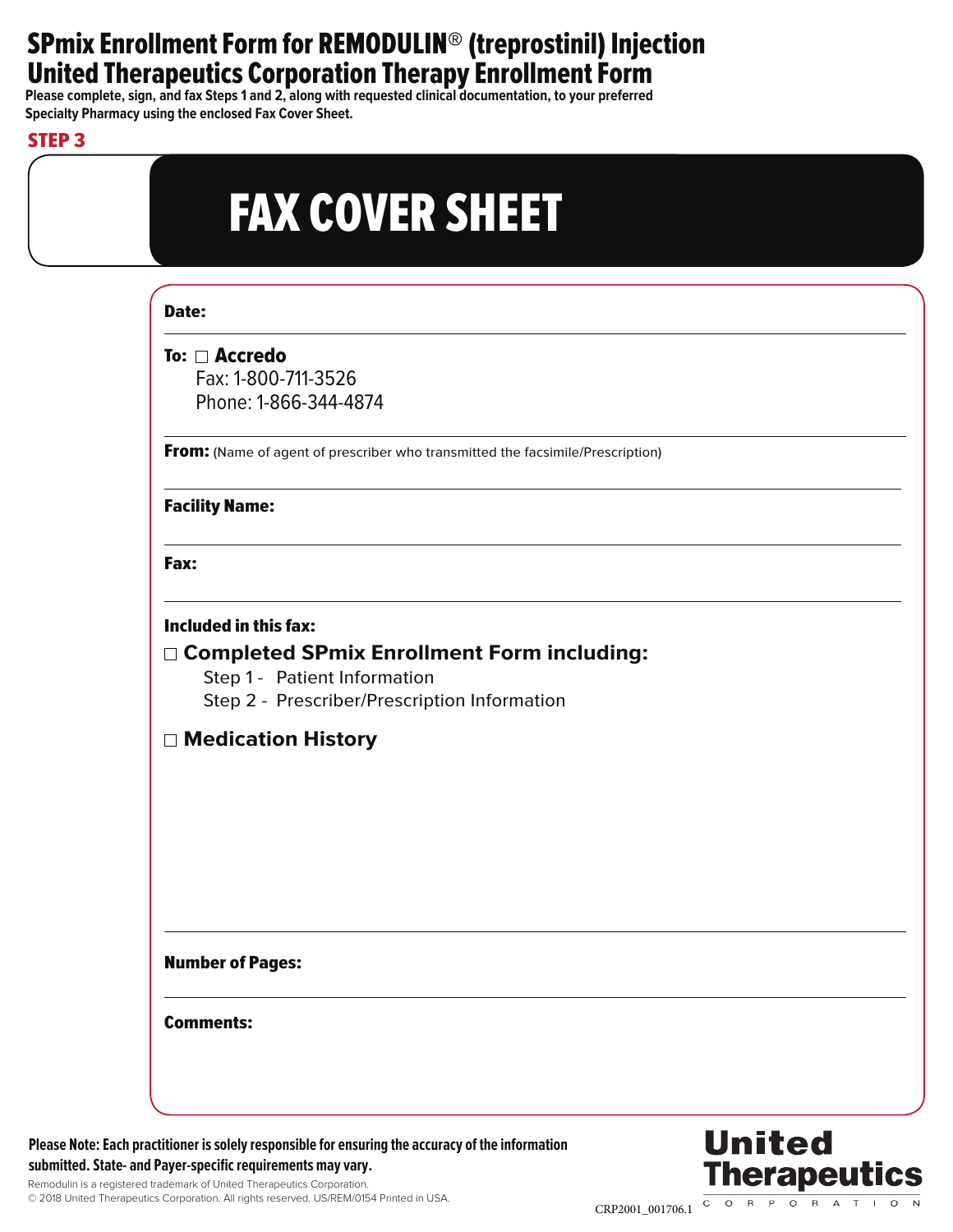# SPmix Enrollment Form for REMODULIN® (treprostinil) Injection
# United Therapeutics Corporation Therapy Enrollment Form

**Please complete, sign, and fax Steps 1 and 2, along with requested clinical documentation, to your preferred Specialty Pharmacy using the enclosed Fax Cover Sheet.**

**STEP 3**

## FAX COVER SHEET

**Date:**

**To:** ☐ **Accredo**
Fax: 1-800-711-3526
Phone: 1-866-344-4874

**From:** (Name of agent of prescriber who transmitted the facsimile/Prescription)

**Facility Name:**

**Fax:**

**Included in this fax:**

☐ **Completed SPmix Enrollment Form including:**
- Step 1 - Patient Information
- Step 2 - Prescriber/Prescription Information

☐ **Medication History**

**Number of Pages:**

**Comments:**

**Please Note: Each practitioner is solely responsible for ensuring the accuracy of the information submitted. State- and Payer-specific requirements may vary.**

Remodulin is a registered trademark of United Therapeutics Corporation.
© 2018 United Therapeutics Corporation. All rights reserved. US/REM/0154 Printed in USA.

United Therapeutics CORPORATION

CRP2001_001706.1